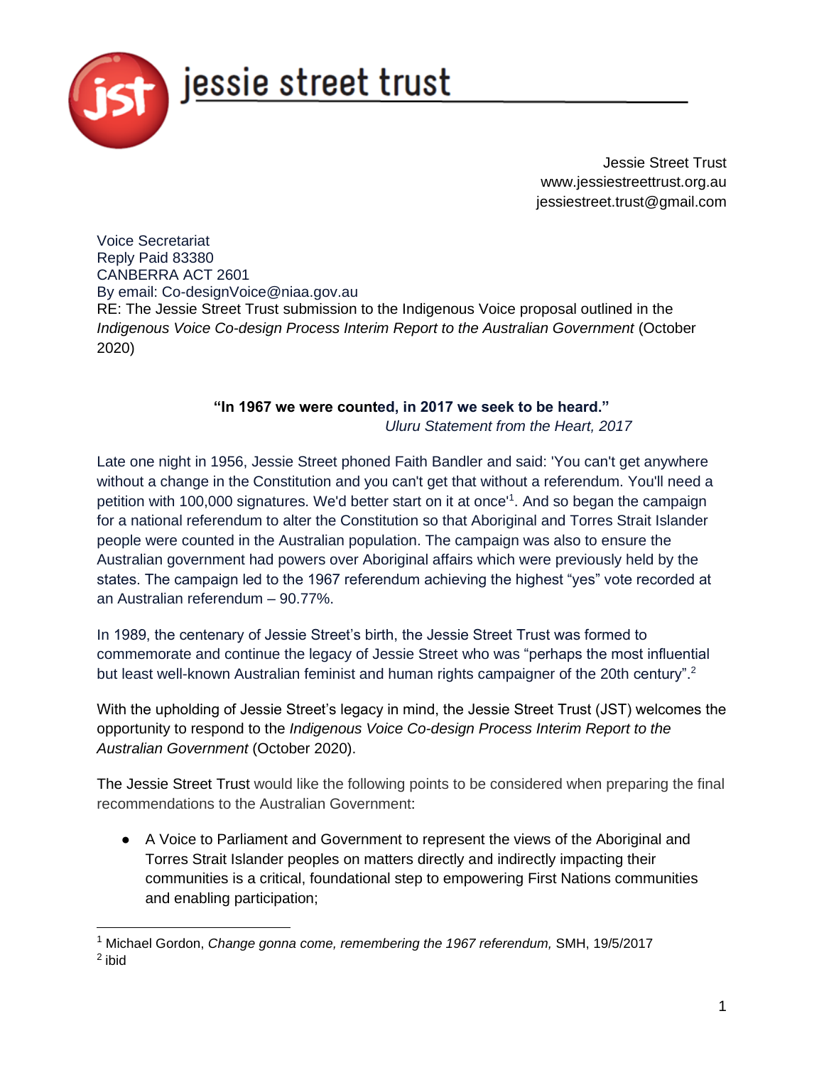jessie street trust

Jessie Street Trust
www.jessiestreettrust.org.au
jessiestreet.trust@gmail.com

Voice Secretariat
Reply Paid 83380
CANBERRA ACT 2601
By email: Co-designVoice@niaa.gov.au
RE: The Jessie Street Trust submission to the Indigenous Voice proposal outlined in the *Indigenous Voice Co-design Process Interim Report to the Australian Government* (October 2020)

**"In 1967 we were counted, in 2017 we seek to be heard."**
*Uluru Statement from the Heart, 2017*

Late one night in 1956, Jessie Street phoned Faith Bandler and said: 'You can't get anywhere without a change in the Constitution and you can't get that without a referendum. You'll need a petition with 100,000 signatures. We'd better start on it at once'[1]. And so began the campaign for a national referendum to alter the Constitution so that Aboriginal and Torres Strait Islander people were counted in the Australian population. The campaign was also to ensure the Australian government had powers over Aboriginal affairs which were previously held by the states. The campaign led to the 1967 referendum achieving the highest "yes" vote recorded at an Australian referendum – 90.77%.

In 1989, the centenary of Jessie Street's birth, the Jessie Street Trust was formed to commemorate and continue the legacy of Jessie Street who was "perhaps the most influential but least well-known Australian feminist and human rights campaigner of the 20th century".[2]

With the upholding of Jessie Street's legacy in mind, the Jessie Street Trust (JST) welcomes the opportunity to respond to the *Indigenous Voice Co-design Process Interim Report to the Australian Government* (October 2020).

The Jessie Street Trust would like the following points to be considered when preparing the final recommendations to the Australian Government:

- A Voice to Parliament and Government to represent the views of the Aboriginal and Torres Strait Islander peoples on matters directly and indirectly impacting their communities is a critical, foundational step to empowering First Nations communities and enabling participation;

---

[1] Michael Gordon, *Change gonna come, remembering the 1967 referendum,* SMH, 19/5/2017
[2] ibid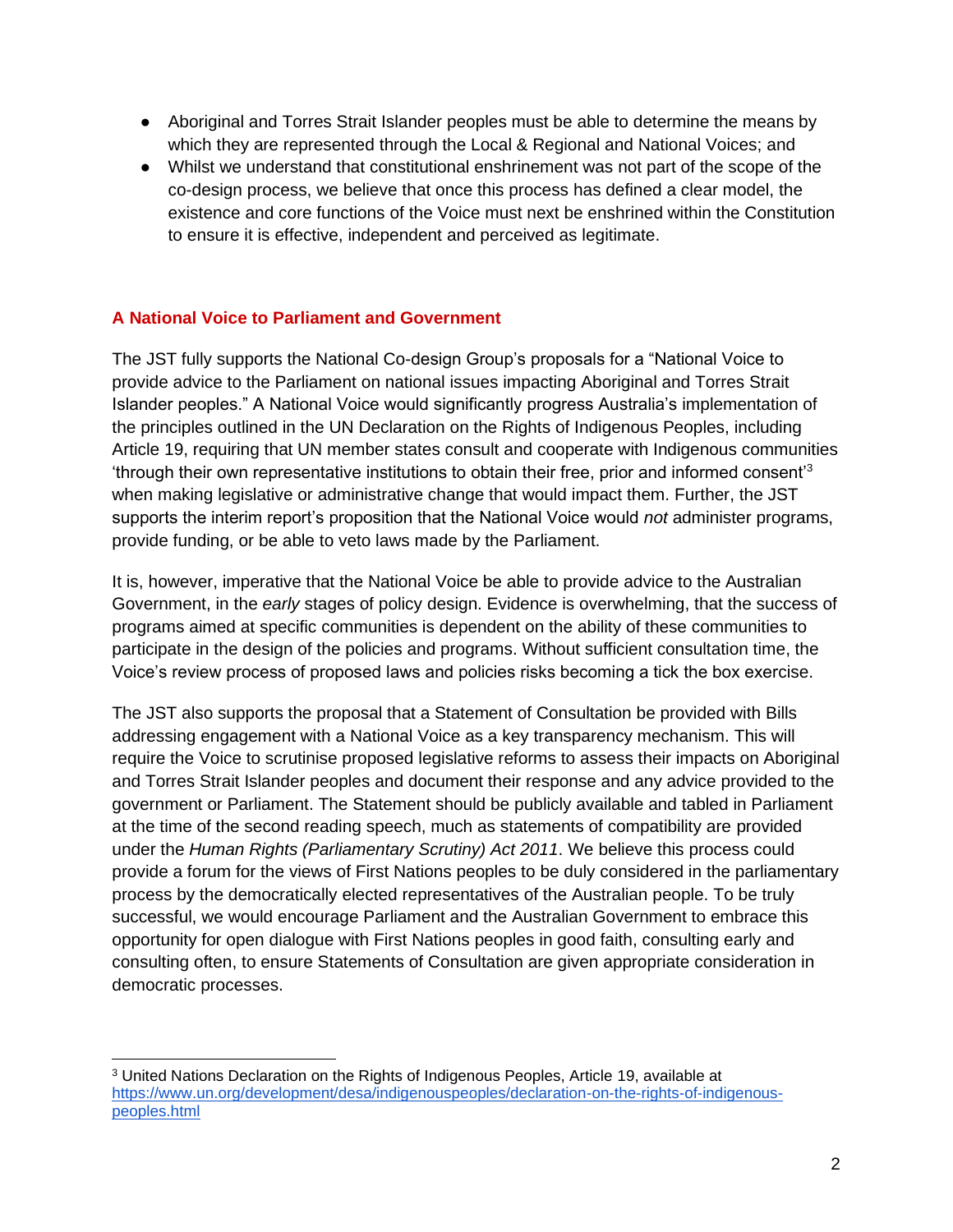- Aboriginal and Torres Strait Islander peoples must be able to determine the means by which they are represented through the Local & Regional and National Voices; and
- Whilst we understand that constitutional enshrinement was not part of the scope of the co-design process, we believe that once this process has defined a clear model, the existence and core functions of the Voice must next be enshrined within the Constitution to ensure it is effective, independent and perceived as legitimate.

## A National Voice to Parliament and Government

The JST fully supports the National Co-design Group's proposals for a "National Voice to provide advice to the Parliament on national issues impacting Aboriginal and Torres Strait Islander peoples." A National Voice would significantly progress Australia's implementation of the principles outlined in the UN Declaration on the Rights of Indigenous Peoples, including Article 19, requiring that UN member states consult and cooperate with Indigenous communities 'through their own representative institutions to obtain their free, prior and informed consent'[3] when making legislative or administrative change that would impact them. Further, the JST supports the interim report's proposition that the National Voice would *not* administer programs, provide funding, or be able to veto laws made by the Parliament.

It is, however, imperative that the National Voice be able to provide advice to the Australian Government, in the *early* stages of policy design. Evidence is overwhelming, that the success of programs aimed at specific communities is dependent on the ability of these communities to participate in the design of the policies and programs. Without sufficient consultation time, the Voice's review process of proposed laws and policies risks becoming a tick the box exercise.

The JST also supports the proposal that a Statement of Consultation be provided with Bills addressing engagement with a National Voice as a key transparency mechanism. This will require the Voice to scrutinise proposed legislative reforms to assess their impacts on Aboriginal and Torres Strait Islander peoples and document their response and any advice provided to the government or Parliament. The Statement should be publicly available and tabled in Parliament at the time of the second reading speech, much as statements of compatibility are provided under the *Human Rights (Parliamentary Scrutiny) Act 2011*. We believe this process could provide a forum for the views of First Nations peoples to be duly considered in the parliamentary process by the democratically elected representatives of the Australian people. To be truly successful, we would encourage Parliament and the Australian Government to embrace this opportunity for open dialogue with First Nations peoples in good faith, consulting early and consulting often, to ensure Statements of Consultation are given appropriate consideration in democratic processes.

---

[3] United Nations Declaration on the Rights of Indigenous Peoples, Article 19, available at https://www.un.org/development/desa/indigenouspeoples/declaration-on-the-rights-of-indigenous-peoples.html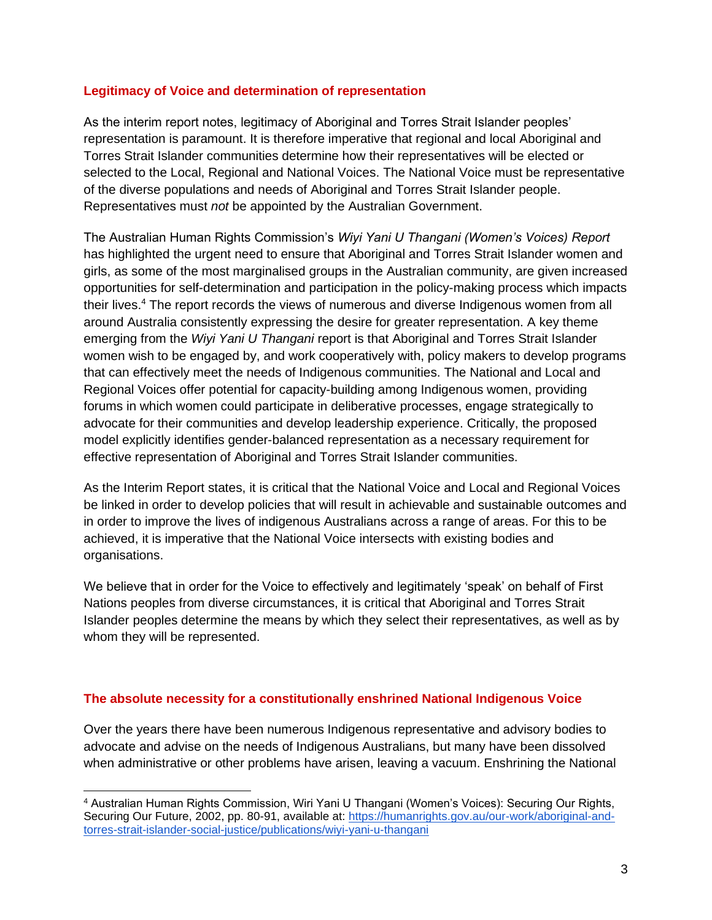## Legitimacy of Voice and determination of representation

As the interim report notes, legitimacy of Aboriginal and Torres Strait Islander peoples' representation is paramount. It is therefore imperative that regional and local Aboriginal and Torres Strait Islander communities determine how their representatives will be elected or selected to the Local, Regional and National Voices. The National Voice must be representative of the diverse populations and needs of Aboriginal and Torres Strait Islander people. Representatives must *not* be appointed by the Australian Government.

The Australian Human Rights Commission's *Wiyi Yani U Thangani (Women's Voices) Report* has highlighted the urgent need to ensure that Aboriginal and Torres Strait Islander women and girls, as some of the most marginalised groups in the Australian community, are given increased opportunities for self-determination and participation in the policy-making process which impacts their lives.[4] The report records the views of numerous and diverse Indigenous women from all around Australia consistently expressing the desire for greater representation. A key theme emerging from the *Wiyi Yani U Thangani* report is that Aboriginal and Torres Strait Islander women wish to be engaged by, and work cooperatively with, policy makers to develop programs that can effectively meet the needs of Indigenous communities. The National and Local and Regional Voices offer potential for capacity-building among Indigenous women, providing forums in which women could participate in deliberative processes, engage strategically to advocate for their communities and develop leadership experience. Critically, the proposed model explicitly identifies gender-balanced representation as a necessary requirement for effective representation of Aboriginal and Torres Strait Islander communities.

As the Interim Report states, it is critical that the National Voice and Local and Regional Voices be linked in order to develop policies that will result in achievable and sustainable outcomes and in order to improve the lives of indigenous Australians across a range of areas. For this to be achieved, it is imperative that the National Voice intersects with existing bodies and organisations.

We believe that in order for the Voice to effectively and legitimately 'speak' on behalf of First Nations peoples from diverse circumstances, it is critical that Aboriginal and Torres Strait Islander peoples determine the means by which they select their representatives, as well as by whom they will be represented.

## The absolute necessity for a constitutionally enshrined National Indigenous Voice

Over the years there have been numerous Indigenous representative and advisory bodies to advocate and advise on the needs of Indigenous Australians, but many have been dissolved when administrative or other problems have arisen, leaving a vacuum. Enshrining the National

---

[4] Australian Human Rights Commission, Wiri Yani U Thangani (Women's Voices): Securing Our Rights, Securing Our Future, 2002, pp. 80-91, available at: https://humanrights.gov.au/our-work/aboriginal-and-torres-strait-islander-social-justice/publications/wiyi-yani-u-thangani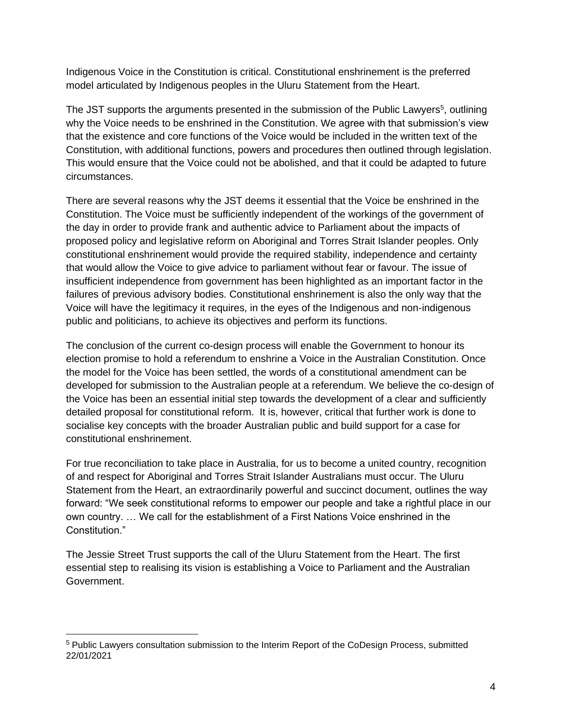Indigenous Voice in the Constitution is critical. Constitutional enshrinement is the preferred model articulated by Indigenous peoples in the Uluru Statement from the Heart.

The JST supports the arguments presented in the submission of the Public Lawyers[5], outlining why the Voice needs to be enshrined in the Constitution. We agree with that submission's view that the existence and core functions of the Voice would be included in the written text of the Constitution, with additional functions, powers and procedures then outlined through legislation. This would ensure that the Voice could not be abolished, and that it could be adapted to future circumstances.

There are several reasons why the JST deems it essential that the Voice be enshrined in the Constitution. The Voice must be sufficiently independent of the workings of the government of the day in order to provide frank and authentic advice to Parliament about the impacts of proposed policy and legislative reform on Aboriginal and Torres Strait Islander peoples. Only constitutional enshrinement would provide the required stability, independence and certainty that would allow the Voice to give advice to parliament without fear or favour. The issue of insufficient independence from government has been highlighted as an important factor in the failures of previous advisory bodies. Constitutional enshrinement is also the only way that the Voice will have the legitimacy it requires, in the eyes of the Indigenous and non-indigenous public and politicians, to achieve its objectives and perform its functions.

The conclusion of the current co-design process will enable the Government to honour its election promise to hold a referendum to enshrine a Voice in the Australian Constitution. Once the model for the Voice has been settled, the words of a constitutional amendment can be developed for submission to the Australian people at a referendum. We believe the co-design of the Voice has been an essential initial step towards the development of a clear and sufficiently detailed proposal for constitutional reform. It is, however, critical that further work is done to socialise key concepts with the broader Australian public and build support for a case for constitutional enshrinement.

For true reconciliation to take place in Australia, for us to become a united country, recognition of and respect for Aboriginal and Torres Strait Islander Australians must occur. The Uluru Statement from the Heart, an extraordinarily powerful and succinct document, outlines the way forward: "We seek constitutional reforms to empower our people and take a rightful place in our own country. … We call for the establishment of a First Nations Voice enshrined in the Constitution."

The Jessie Street Trust supports the call of the Uluru Statement from the Heart. The first essential step to realising its vision is establishing a Voice to Parliament and the Australian Government.

---

[5] Public Lawyers consultation submission to the Interim Report of the CoDesign Process, submitted 22/01/2021